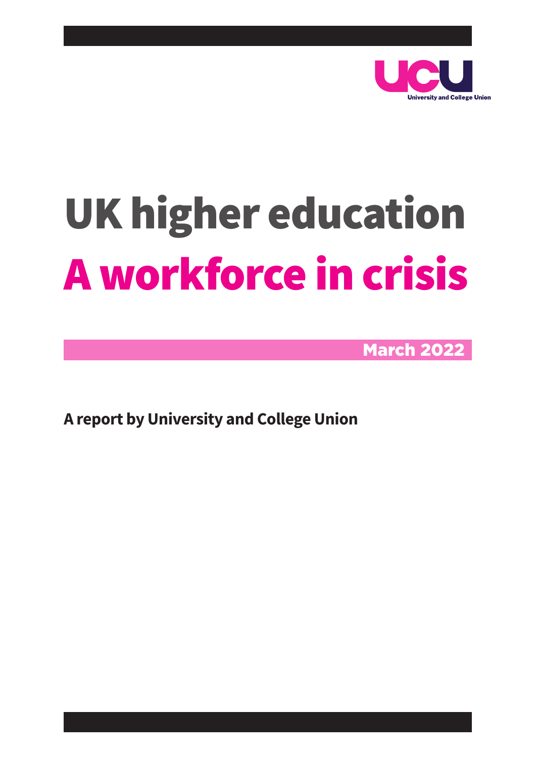UCU

University and College Union

# UK higher education
# A workforce in crisis

March 2022

**A report by University and College Union**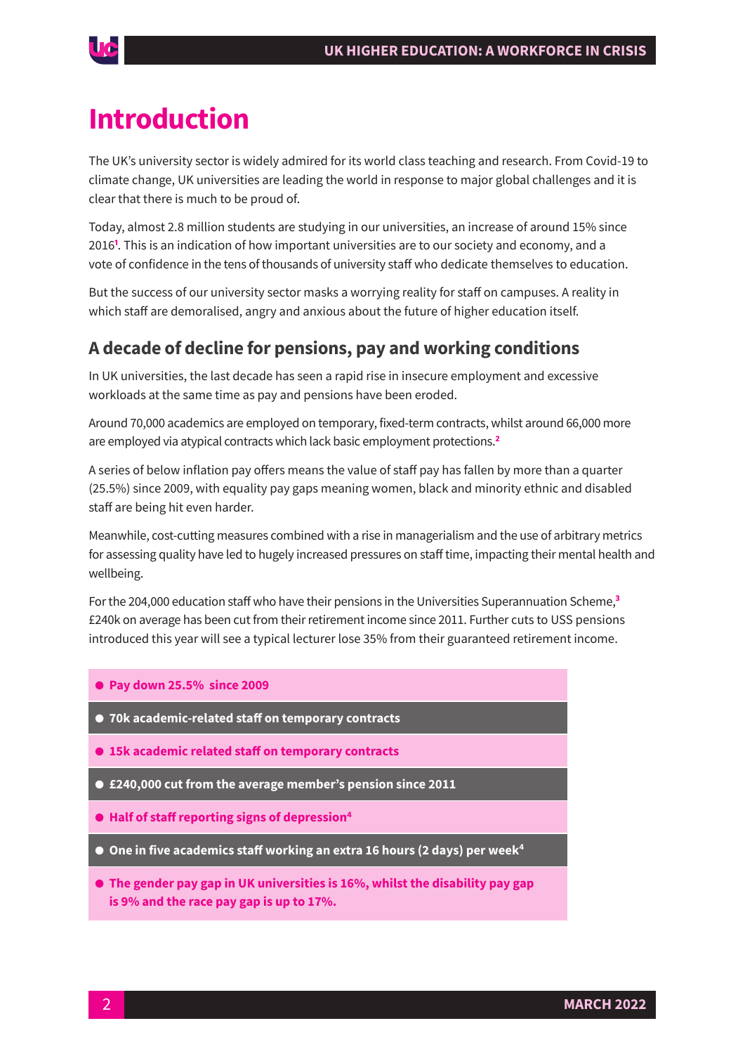# Introduction

The UK's university sector is widely admired for its world class teaching and research. From Covid-19 to climate change, UK universities are leading the world in response to major global challenges and it is clear that there is much to be proud of.

Today, almost 2.8 million students are studying in our universities, an increase of around 15% since 2016[1]. This is an indication of how important universities are to our society and economy, and a vote of confidence in the tens of thousands of university staff who dedicate themselves to education.

But the success of our university sector masks a worrying reality for staff on campuses. A reality in which staff are demoralised, angry and anxious about the future of higher education itself.

## A decade of decline for pensions, pay and working conditions

In UK universities, the last decade has seen a rapid rise in insecure employment and excessive workloads at the same time as pay and pensions have been eroded.

Around 70,000 academics are employed on temporary, fixed-term contracts, whilst around 66,000 more are employed via atypical contracts which lack basic employment protections.[2]

A series of below inflation pay offers means the value of staff pay has fallen by more than a quarter (25.5%) since 2009, with equality pay gaps meaning women, black and minority ethnic and disabled staff are being hit even harder.

Meanwhile, cost-cutting measures combined with a rise in managerialism and the use of arbitrary metrics for assessing quality have led to hugely increased pressures on staff time, impacting their mental health and wellbeing.

For the 204,000 education staff who have their pensions in the Universities Superannuation Scheme,[3] £240k on average has been cut from their retirement income since 2011. Further cuts to USS pensions introduced this year will see a typical lecturer lose 35% from their guaranteed retirement income.

- **Pay down 25.5% since 2009**
- **70k academic-related staff on temporary contracts**
- **15k academic related staff on temporary contracts**
- **£240,000 cut from the average member's pension since 2011**
- **Half of staff reporting signs of depression[4]**
- **One in five academics staff working an extra 16 hours (2 days) per week[4]**
- **The gender pay gap in UK universities is 16%, whilst the disability pay gap is 9% and the race pay gap is up to 17%.**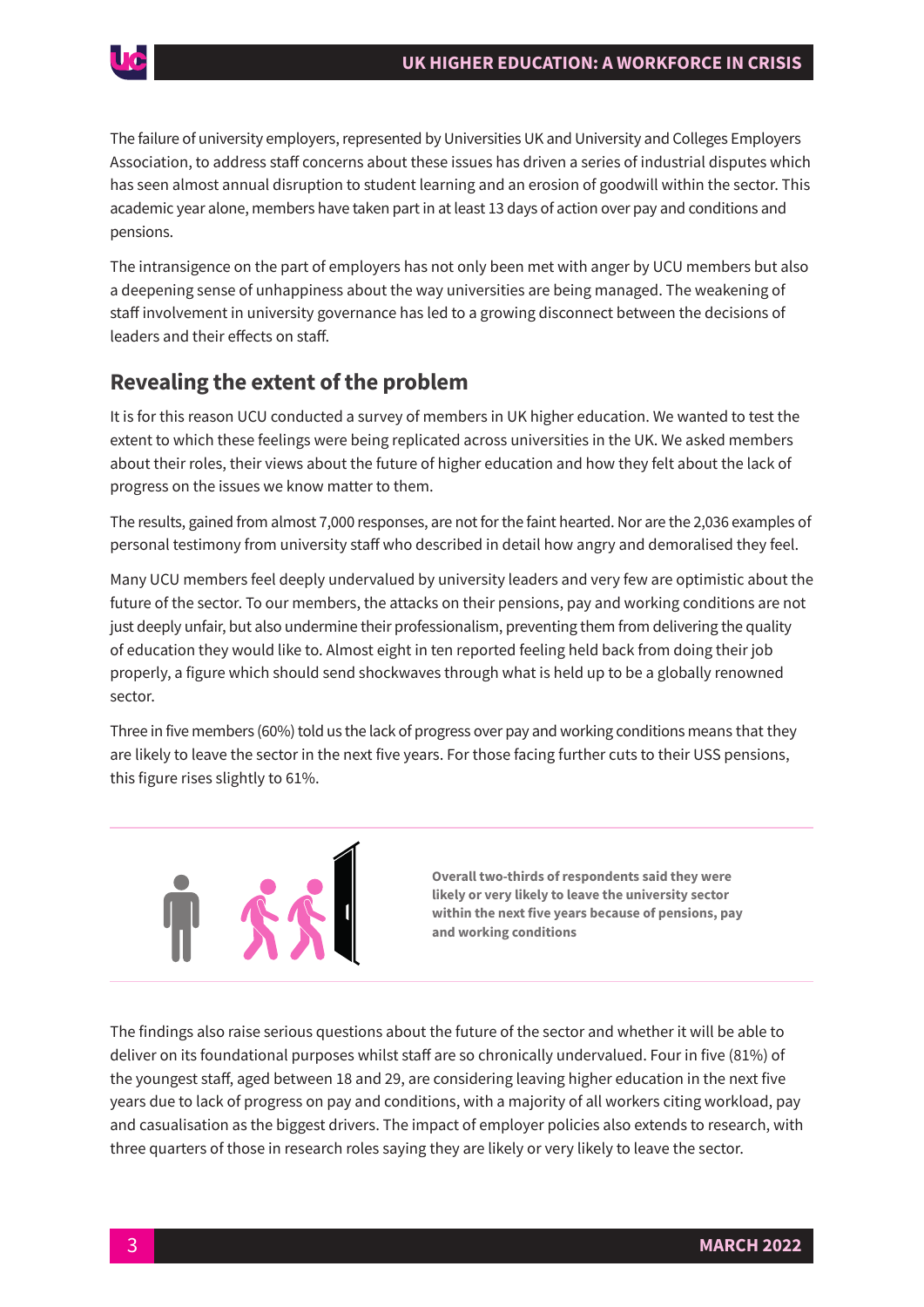The failure of university employers, represented by Universities UK and University and Colleges Employers Association, to address staff concerns about these issues has driven a series of industrial disputes which has seen almost annual disruption to student learning and an erosion of goodwill within the sector. This academic year alone, members have taken part in at least 13 days of action over pay and conditions and pensions.

The intransigence on the part of employers has not only been met with anger by UCU members but also a deepening sense of unhappiness about the way universities are being managed. The weakening of staff involvement in university governance has led to a growing disconnect between the decisions of leaders and their effects on staff.

## Revealing the extent of the problem

It is for this reason UCU conducted a survey of members in UK higher education. We wanted to test the extent to which these feelings were being replicated across universities in the UK. We asked members about their roles, their views about the future of higher education and how they felt about the lack of progress on the issues we know matter to them.

The results, gained from almost 7,000 responses, are not for the faint hearted. Nor are the 2,036 examples of personal testimony from university staff who described in detail how angry and demoralised they feel.

Many UCU members feel deeply undervalued by university leaders and very few are optimistic about the future of the sector. To our members, the attacks on their pensions, pay and working conditions are not just deeply unfair, but also undermine their professionalism, preventing them from delivering the quality of education they would like to. Almost eight in ten reported feeling held back from doing their job properly, a figure which should send shockwaves through what is held up to be a globally renowned sector.

Three in five members (60%) told us the lack of progress over pay and working conditions means that they are likely to leave the sector in the next five years. For those facing further cuts to their USS pensions, this figure rises slightly to 61%.

**Overall two-thirds of respondents said they were likely or very likely to leave the university sector within the next five years because of pensions, pay and working conditions**

The findings also raise serious questions about the future of the sector and whether it will be able to deliver on its foundational purposes whilst staff are so chronically undervalued. Four in five (81%) of the youngest staff, aged between 18 and 29, are considering leaving higher education in the next five years due to lack of progress on pay and conditions, with a majority of all workers citing workload, pay and casualisation as the biggest drivers. The impact of employer policies also extends to research, with three quarters of those in research roles saying they are likely or very likely to leave the sector.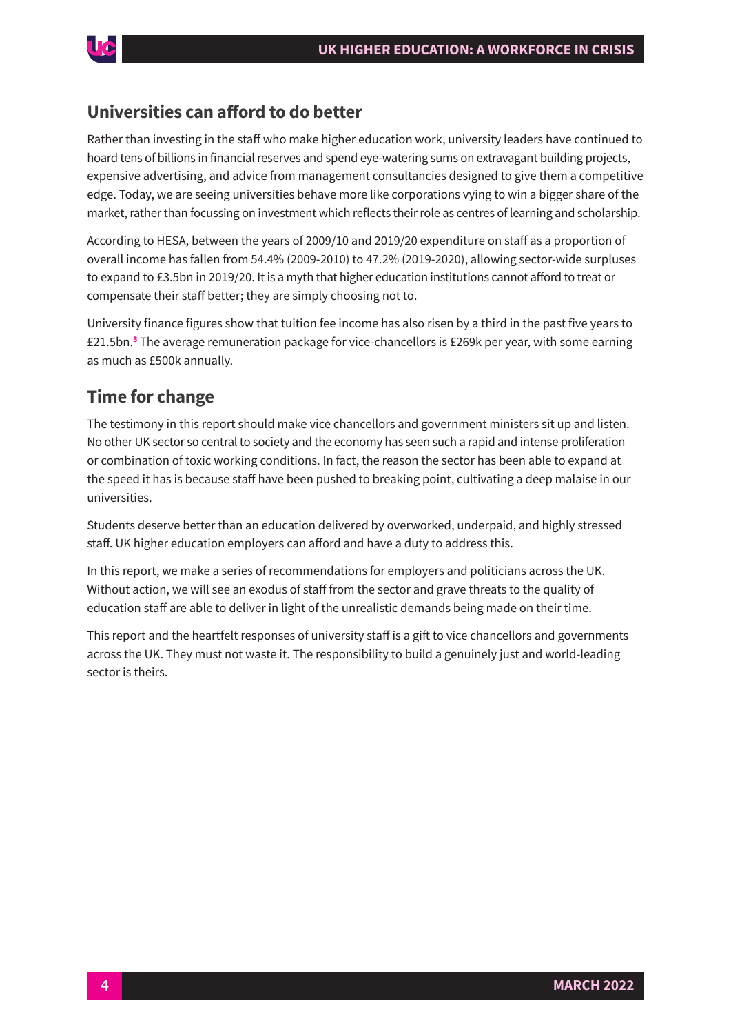## Universities can afford to do better

Rather than investing in the staff who make higher education work, university leaders have continued to hoard tens of billions in financial reserves and spend eye-watering sums on extravagant building projects, expensive advertising, and advice from management consultancies designed to give them a competitive edge. Today, we are seeing universities behave more like corporations vying to win a bigger share of the market, rather than focussing on investment which reflects their role as centres of learning and scholarship.

According to HESA, between the years of 2009/10 and 2019/20 expenditure on staff as a proportion of overall income has fallen from 54.4% (2009-2010) to 47.2% (2019-2020), allowing sector-wide surpluses to expand to £3.5bn in 2019/20. It is a myth that higher education institutions cannot afford to treat or compensate their staff better; they are simply choosing not to.

University finance figures show that tuition fee income has also risen by a third in the past five years to £21.5bn.[3] The average remuneration package for vice-chancellors is £269k per year, with some earning as much as £500k annually.

## Time for change

The testimony in this report should make vice chancellors and government ministers sit up and listen. No other UK sector so central to society and the economy has seen such a rapid and intense proliferation or combination of toxic working conditions. In fact, the reason the sector has been able to expand at the speed it has is because staff have been pushed to breaking point, cultivating a deep malaise in our universities.

Students deserve better than an education delivered by overworked, underpaid, and highly stressed staff. UK higher education employers can afford and have a duty to address this.

In this report, we make a series of recommendations for employers and politicians across the UK. Without action, we will see an exodus of staff from the sector and grave threats to the quality of education staff are able to deliver in light of the unrealistic demands being made on their time.

This report and the heartfelt responses of university staff is a gift to vice chancellors and governments across the UK. They must not waste it. The responsibility to build a genuinely just and world-leading sector is theirs.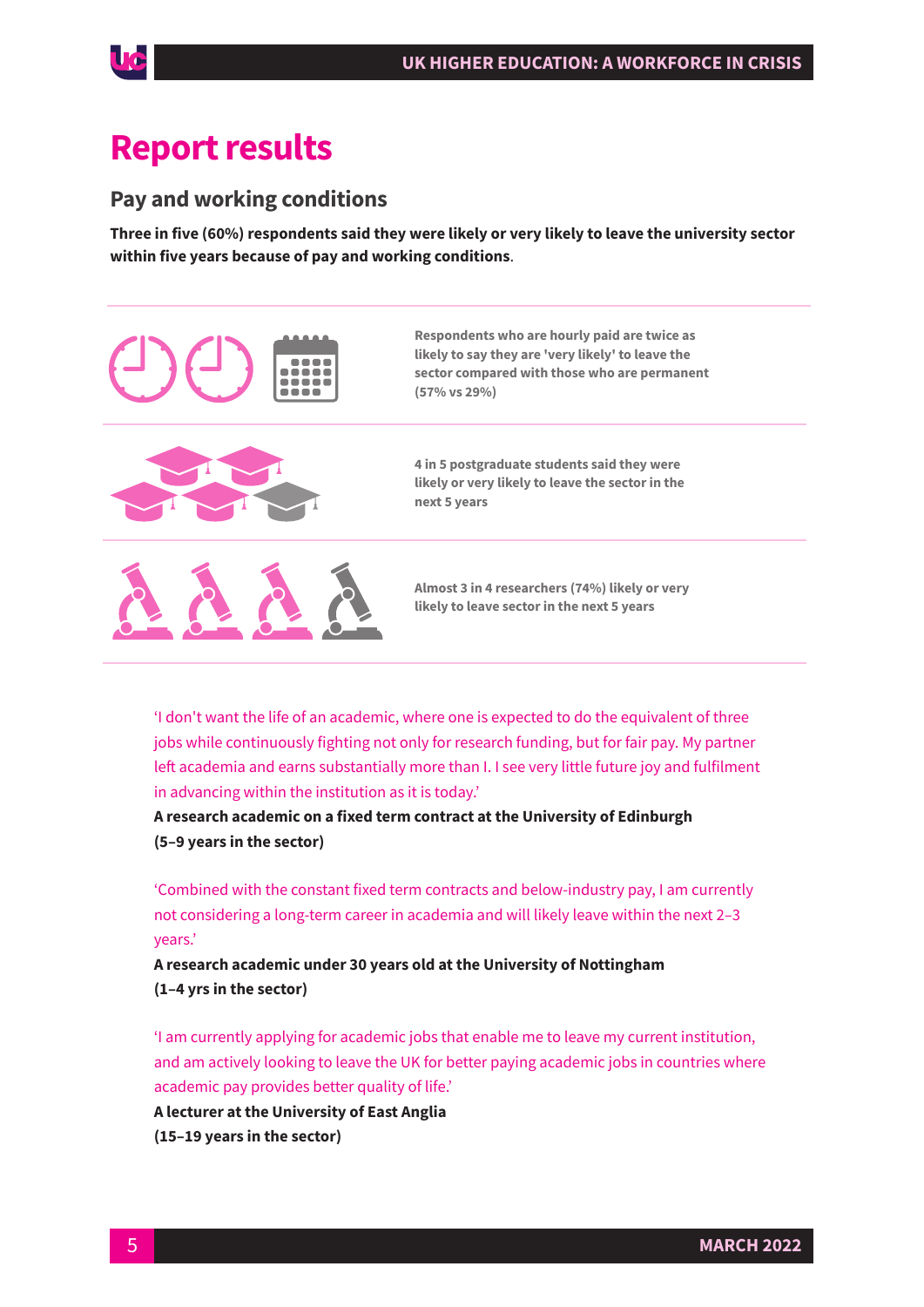# Report results

## Pay and working conditions

**Three in five (60%) respondents said they were likely or very likely to leave the university sector within five years because of pay and working conditions**.

Respondents who are hourly paid are twice as likely to say they are 'very likely' to leave the sector compared with those who are permanent (57% vs 29%)

4 in 5 postgraduate students said they were likely or very likely to leave the sector in the next 5 years

Almost 3 in 4 researchers (74%) likely or very likely to leave sector in the next 5 years

'I don't want the life of an academic, where one is expected to do the equivalent of three jobs while continuously fighting not only for research funding, but for fair pay. My partner left academia and earns substantially more than I. I see very little future joy and fulfilment in advancing within the institution as it is today.'
**A research academic on a fixed term contract at the University of Edinburgh (5–9 years in the sector)**

'Combined with the constant fixed term contracts and below-industry pay, I am currently not considering a long-term career in academia and will likely leave within the next 2–3 years.'
**A research academic under 30 years old at the University of Nottingham (1–4 yrs in the sector)**

'I am currently applying for academic jobs that enable me to leave my current institution, and am actively looking to leave the UK for better paying academic jobs in countries where academic pay provides better quality of life.'
**A lecturer at the University of East Anglia (15–19 years in the sector)**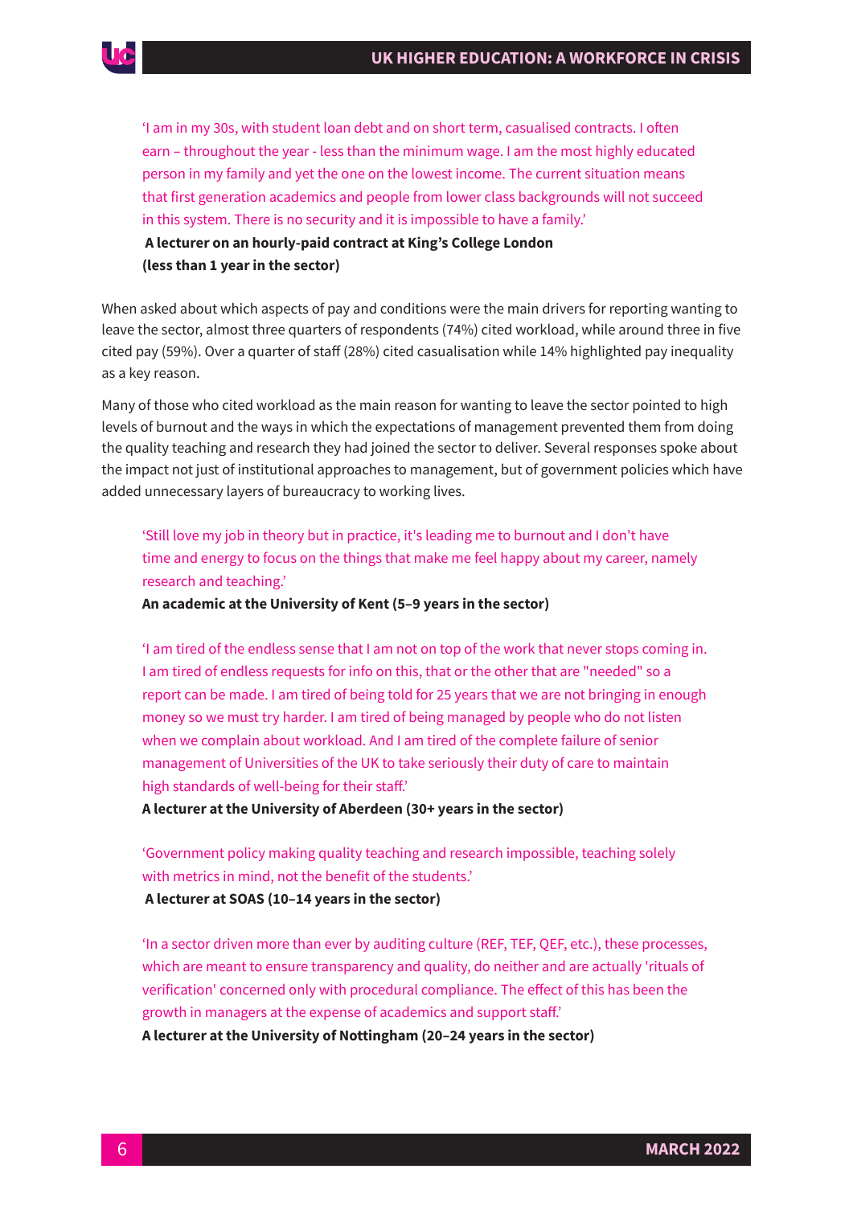'I am in my 30s, with student loan debt and on short term, casualised contracts. I often earn – throughout the year - less than the minimum wage. I am the most highly educated person in my family and yet the one on the lowest income. The current situation means that first generation academics and people from lower class backgrounds will not succeed in this system. There is no security and it is impossible to have a family.'

**A lecturer on an hourly-paid contract at King's College London (less than 1 year in the sector)**

When asked about which aspects of pay and conditions were the main drivers for reporting wanting to leave the sector, almost three quarters of respondents (74%) cited workload, while around three in five cited pay (59%). Over a quarter of staff (28%) cited casualisation while 14% highlighted pay inequality as a key reason.

Many of those who cited workload as the main reason for wanting to leave the sector pointed to high levels of burnout and the ways in which the expectations of management prevented them from doing the quality teaching and research they had joined the sector to deliver. Several responses spoke about the impact not just of institutional approaches to management, but of government policies which have added unnecessary layers of bureaucracy to working lives.

'Still love my job in theory but in practice, it's leading me to burnout and I don't have time and energy to focus on the things that make me feel happy about my career, namely research and teaching.'

**An academic at the University of Kent (5–9 years in the sector)**

'I am tired of the endless sense that I am not on top of the work that never stops coming in. I am tired of endless requests for info on this, that or the other that are "needed" so a report can be made. I am tired of being told for 25 years that we are not bringing in enough money so we must try harder. I am tired of being managed by people who do not listen when we complain about workload. And I am tired of the complete failure of senior management of Universities of the UK to take seriously their duty of care to maintain high standards of well-being for their staff.'

**A lecturer at the University of Aberdeen (30+ years in the sector)**

'Government policy making quality teaching and research impossible, teaching solely with metrics in mind, not the benefit of the students.'

**A lecturer at SOAS (10–14 years in the sector)**

'In a sector driven more than ever by auditing culture (REF, TEF, QEF, etc.), these processes, which are meant to ensure transparency and quality, do neither and are actually 'rituals of verification' concerned only with procedural compliance. The effect of this has been the growth in managers at the expense of academics and support staff.'

**A lecturer at the University of Nottingham (20–24 years in the sector)**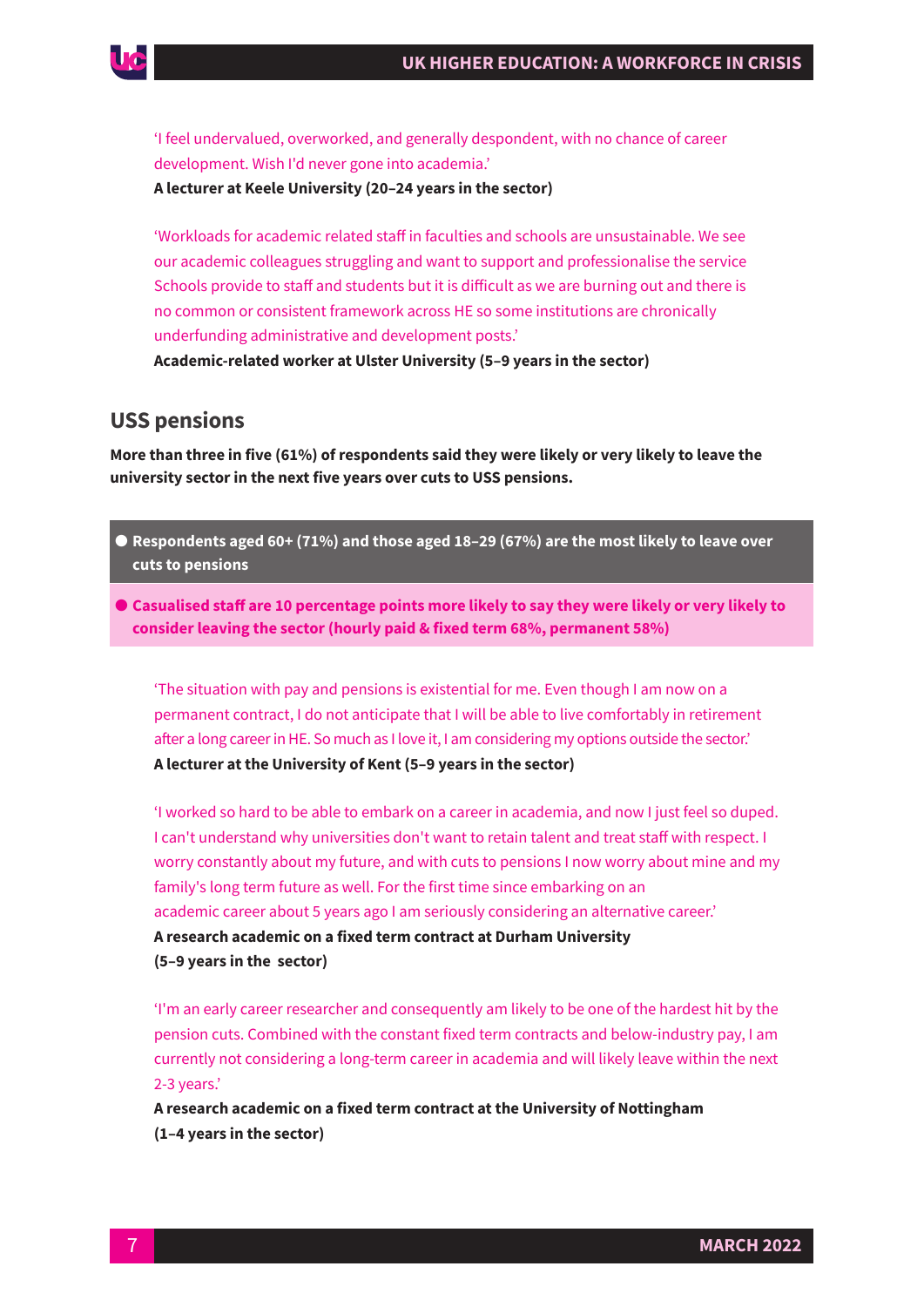'I feel undervalued, overworked, and generally despondent, with no chance of career development. Wish I'd never gone into academia.'

**A lecturer at Keele University (20–24 years in the sector)**

'Workloads for academic related staff in faculties and schools are unsustainable. We see our academic colleagues struggling and want to support and professionalise the service Schools provide to staff and students but it is difficult as we are burning out and there is no common or consistent framework across HE so some institutions are chronically underfunding administrative and development posts.'

**Academic-related worker at Ulster University (5–9 years in the sector)**

## USS pensions

**More than three in five (61%) of respondents said they were likely or very likely to leave the university sector in the next five years over cuts to USS pensions.**

- **Respondents aged 60+ (71%) and those aged 18–29 (67%) are the most likely to leave over cuts to pensions**
- **Casualised staff are 10 percentage points more likely to say they were likely or very likely to consider leaving the sector (hourly paid & fixed term 68%, permanent 58%)**

'The situation with pay and pensions is existential for me. Even though I am now on a permanent contract, I do not anticipate that I will be able to live comfortably in retirement after a long career in HE. So much as I love it, I am considering my options outside the sector.'

**A lecturer at the University of Kent (5–9 years in the sector)**

'I worked so hard to be able to embark on a career in academia, and now I just feel so duped. I can't understand why universities don't want to retain talent and treat staff with respect. I worry constantly about my future, and with cuts to pensions I now worry about mine and my family's long term future as well. For the first time since embarking on an academic career about 5 years ago I am seriously considering an alternative career.'

**A research academic on a fixed term contract at Durham University (5–9 years in the sector)**

'I'm an early career researcher and consequently am likely to be one of the hardest hit by the pension cuts. Combined with the constant fixed term contracts and below-industry pay, I am currently not considering a long-term career in academia and will likely leave within the next 2-3 years.'

**A research academic on a fixed term contract at the University of Nottingham (1–4 years in the sector)**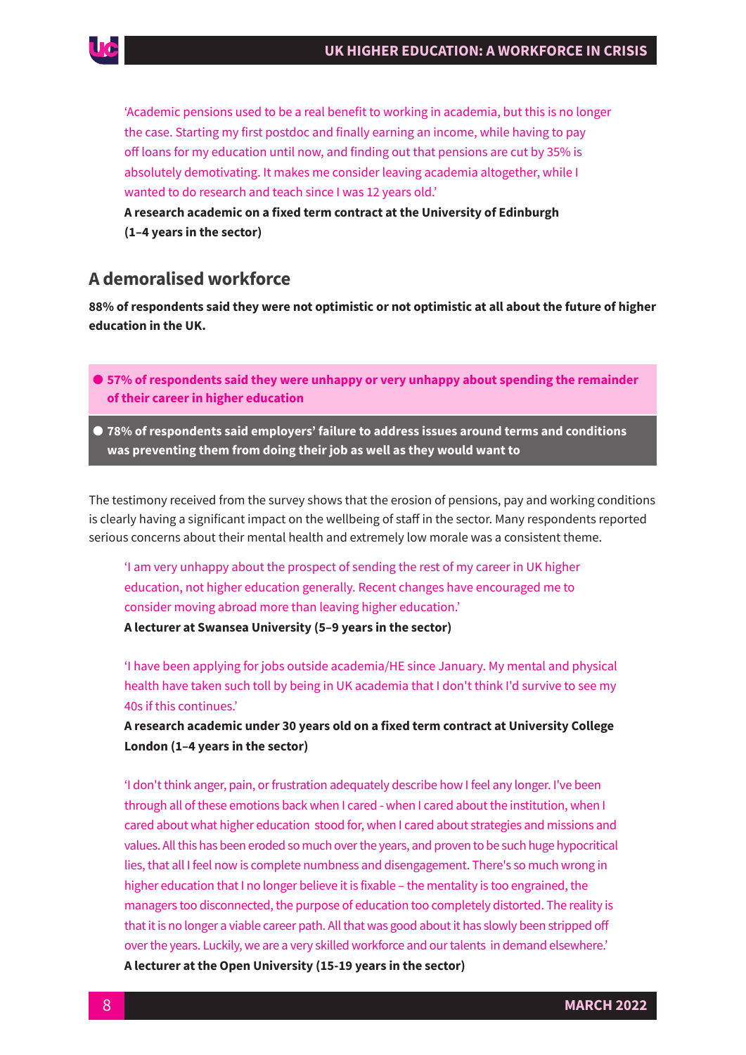'Academic pensions used to be a real benefit to working in academia, but this is no longer the case. Starting my first postdoc and finally earning an income, while having to pay off loans for my education until now, and finding out that pensions are cut by 35% is absolutely demotivating. It makes me consider leaving academia altogether, while I wanted to do research and teach since I was 12 years old.'

**A research academic on a fixed term contract at the University of Edinburgh (1–4 years in the sector)**

## A demoralised workforce

**88% of respondents said they were not optimistic or not optimistic at all about the future of higher education in the UK.**

- **57% of respondents said they were unhappy or very unhappy about spending the remainder of their career in higher education**
- **78% of respondents said employers' failure to address issues around terms and conditions was preventing them from doing their job as well as they would want to**

The testimony received from the survey shows that the erosion of pensions, pay and working conditions is clearly having a significant impact on the wellbeing of staff in the sector. Many respondents reported serious concerns about their mental health and extremely low morale was a consistent theme.

'I am very unhappy about the prospect of sending the rest of my career in UK higher education, not higher education generally. Recent changes have encouraged me to consider moving abroad more than leaving higher education.'

**A lecturer at Swansea University (5–9 years in the sector)**

'I have been applying for jobs outside academia/HE since January. My mental and physical health have taken such toll by being in UK academia that I don't think I'd survive to see my 40s if this continues.'

**A research academic under 30 years old on a fixed term contract at University College London (1–4 years in the sector)**

'I don't think anger, pain, or frustration adequately describe how I feel any longer. I've been through all of these emotions back when I cared - when I cared about the institution, when I cared about what higher education stood for, when I cared about strategies and missions and values. All this has been eroded so much over the years, and proven to be such huge hypocritical lies, that all I feel now is complete numbness and disengagement. There's so much wrong in higher education that I no longer believe it is fixable – the mentality is too engrained, the managers too disconnected, the purpose of education too completely distorted. The reality is that it is no longer a viable career path. All that was good about it has slowly been stripped off over the years. Luckily, we are a very skilled workforce and our talents in demand elsewhere.'

**A lecturer at the Open University (15-19 years in the sector)**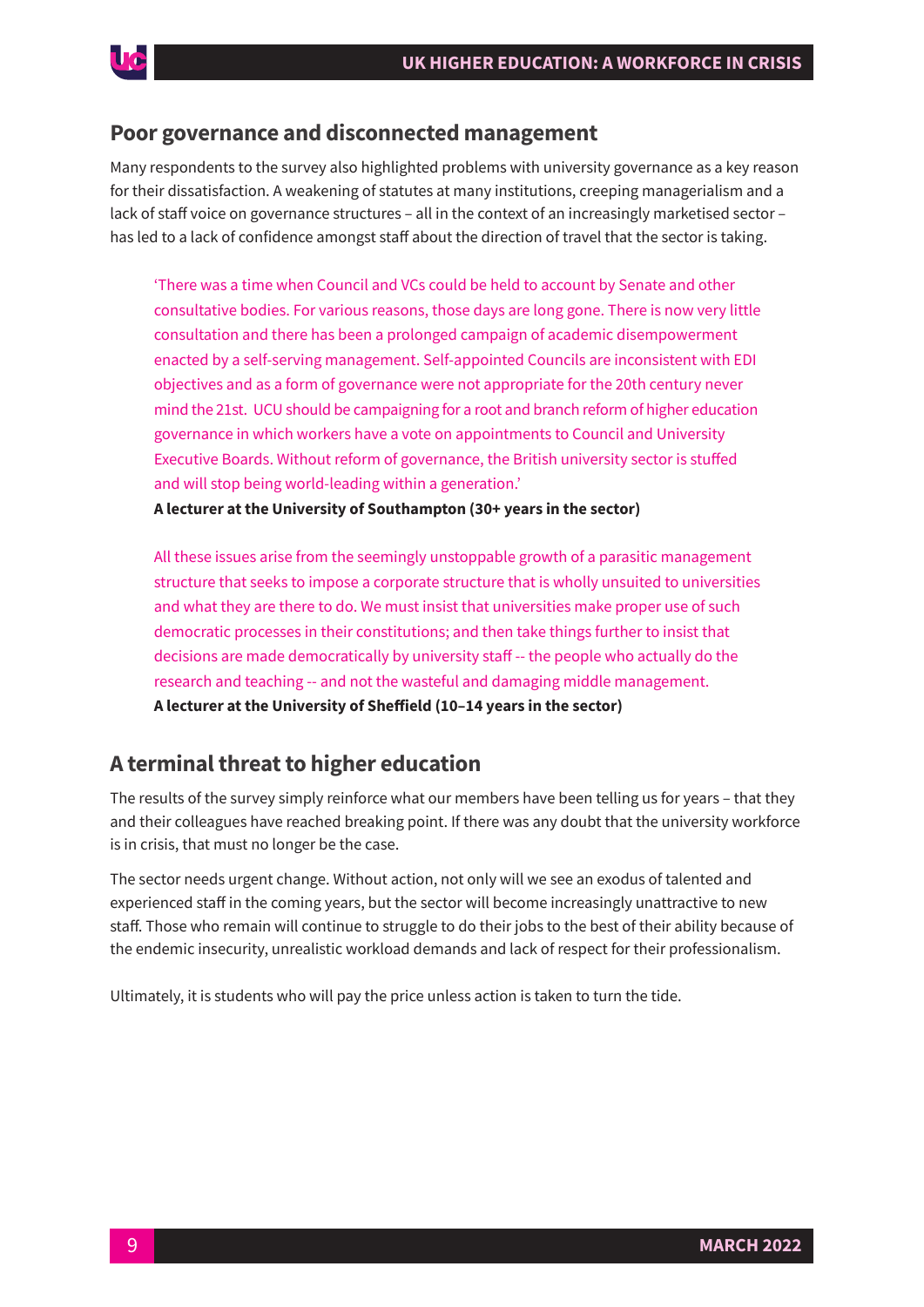## Poor governance and disconnected management

Many respondents to the survey also highlighted problems with university governance as a key reason for their dissatisfaction. A weakening of statutes at many institutions, creeping managerialism and a lack of staff voice on governance structures – all in the context of an increasingly marketised sector – has led to a lack of confidence amongst staff about the direction of travel that the sector is taking.

> 'There was a time when Council and VCs could be held to account by Senate and other consultative bodies. For various reasons, those days are long gone. There is now very little consultation and there has been a prolonged campaign of academic disempowerment enacted by a self-serving management. Self-appointed Councils are inconsistent with EDI objectives and as a form of governance were not appropriate for the 20th century never mind the 21st. UCU should be campaigning for a root and branch reform of higher education governance in which workers have a vote on appointments to Council and University Executive Boards. Without reform of governance, the British university sector is stuffed and will stop being world-leading within a generation.'
>
> **A lecturer at the University of Southampton (30+ years in the sector)**

> All these issues arise from the seemingly unstoppable growth of a parasitic management structure that seeks to impose a corporate structure that is wholly unsuited to universities and what they are there to do. We must insist that universities make proper use of such democratic processes in their constitutions; and then take things further to insist that decisions are made democratically by university staff -- the people who actually do the research and teaching -- and not the wasteful and damaging middle management.
>
> **A lecturer at the University of Sheffield (10–14 years in the sector)**

## A terminal threat to higher education

The results of the survey simply reinforce what our members have been telling us for years – that they and their colleagues have reached breaking point. If there was any doubt that the university workforce is in crisis, that must no longer be the case.

The sector needs urgent change. Without action, not only will we see an exodus of talented and experienced staff in the coming years, but the sector will become increasingly unattractive to new staff. Those who remain will continue to struggle to do their jobs to the best of their ability because of the endemic insecurity, unrealistic workload demands and lack of respect for their professionalism.

Ultimately, it is students who will pay the price unless action is taken to turn the tide.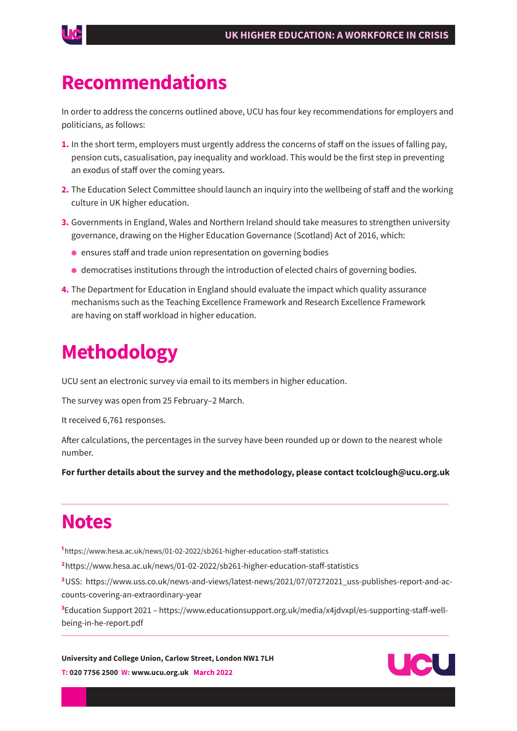# Recommendations

In order to address the concerns outlined above, UCU has four key recommendations for employers and politicians, as follows:

1. In the short term, employers must urgently address the concerns of staff on the issues of falling pay, pension cuts, casualisation, pay inequality and workload. This would be the first step in preventing an exodus of staff over the coming years.
2. The Education Select Committee should launch an inquiry into the wellbeing of staff and the working culture in UK higher education.
3. Governments in England, Wales and Northern Ireland should take measures to strengthen university governance, drawing on the Higher Education Governance (Scotland) Act of 2016, which:
   - ensures staff and trade union representation on governing bodies
   - democratises institutions through the introduction of elected chairs of governing bodies.
4. The Department for Education in England should evaluate the impact which quality assurance mechanisms such as the Teaching Excellence Framework and Research Excellence Framework are having on staff workload in higher education.

# Methodology

UCU sent an electronic survey via email to its members in higher education.

The survey was open from 25 February–2 March.

It received 6,761 responses.

After calculations, the percentages in the survey have been rounded up or down to the nearest whole number.

**For further details about the survey and the methodology, please contact tcolclough@ucu.org.uk**

# Notes

[1] https://www.hesa.ac.uk/news/01-02-2022/sb261-higher-education-staff-statistics

[2] https://www.hesa.ac.uk/news/01-02-2022/sb261-higher-education-staff-statistics

[3] USS: https://www.uss.co.uk/news-and-views/latest-news/2021/07/07272021_uss-publishes-report-and-accounts-covering-an-extraordinary-year

[3] Education Support 2021 – https://www.educationsupport.org.uk/media/x4jdvxpl/es-supporting-staff-well-being-in-he-report.pdf

**University and College Union, Carlow Street, London NW1 7LH**

**T: 020 7756 2500 W: www.ucu.org.uk March 2022**